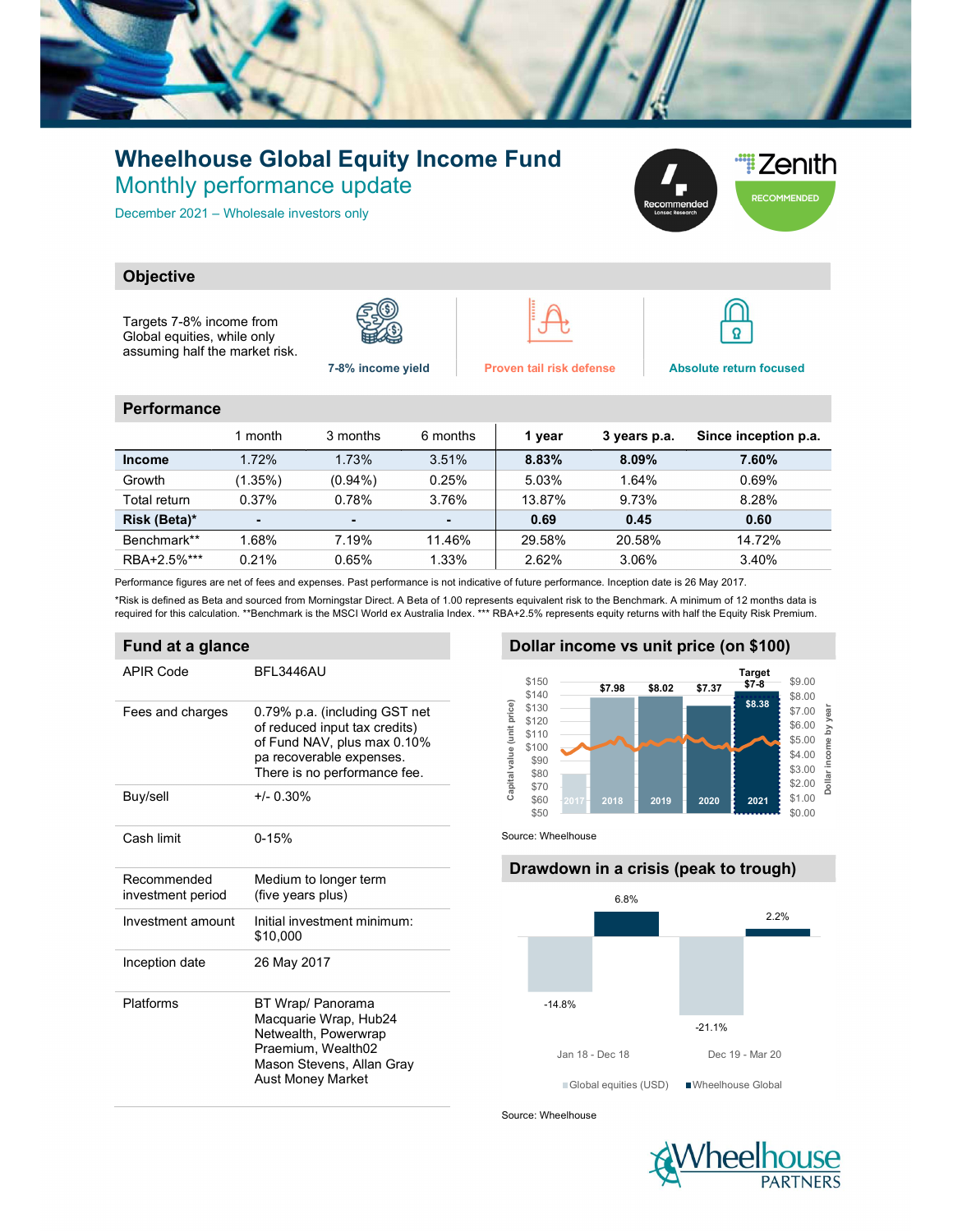# Wheelhouse Global Equity Income Fund

## Monthly performance update

December 2021 – Wholesale investors only

Recommended

Zenith RECOMMENDED

## Objective

Targets 7-8% income from Global equities, while only assuming half the market risk.

- 7-8% income yield
- Proven tail risk defense
- Absolute return focused

## Performance

| | 1 month | 3 months | 6 months | 1 year | 3 years p.a. | Since inception p.a. |
|---|---|---|---|---|---|---|
| **Income** | 1.72% | 1.73% | 3.51% | **8.83%** | **8.09%** | **7.60%** |
| Growth | (1.35%) | (0.94%) | 0.25% | 5.03% | 1.64% | 0.69% |
| Total return | 0.37% | 0.78% | 3.76% | 13.87% | 9.73% | 8.28% |
| **Risk (Beta)*** | - | - | - | **0.69** | **0.45** | **0.60** |
| Benchmark** | 1.68% | 7.19% | 11.46% | 29.58% | 20.58% | 14.72% |
| RBA+2.5%*** | 0.21% | 0.65% | 1.33% | 2.62% | 3.06% | 3.40% |

Performance figures are net of fees and expenses. Past performance is not indicative of future performance. Inception date is 26 May 2017.

*Risk is defined as Beta and sourced from Morningstar Direct. A Beta of 1.00 represents equivalent risk to the Benchmark. A minimum of 12 months data is required for this calculation. **Benchmark is the MSCI World ex Australia Index. *** RBA+2.5% represents equity returns with half the Equity Risk Premium.

## Fund at a glance

| | |
|---|---|
| APIR Code | BFL3446AU |
| Fees and charges | 0.79% p.a. (including GST net of reduced input tax credits) of Fund NAV, plus max 0.10% pa recoverable expenses. There is no performance fee. |
| Buy/sell | +/- 0.30% |
| Cash limit | 0-15% |
| Recommended investment period | Medium to longer term (five years plus) |
| Investment amount | Initial investment minimum: $10,000 |
| Inception date | 26 May 2017 |
| Platforms | BT Wrap/ Panorama<br>Macquarie Wrap, Hub24<br>Netwealth, Powerwrap<br>Praemium, Wealth02<br>Mason Stevens, Allan Gray<br>Aust Money Market |

## Dollar income vs unit price (on $100)

| Year | Dollar income |
|---|---|
| 2017 | |
| 2018 | $7.98 |
| 2019 | $8.02 |
| 2020 | $7.37 |
| 2021 | $8.38 (Target $7-8) |

Source: Wheelhouse

## Drawdown in a crisis (peak to trough)

| Period | Global equities (USD) | Wheelhouse Global |
|---|---|---|
| Jan 18 - Dec 18 | -14.8% | 6.8% |
| Dec 19 - Mar 20 | -21.1% | 2.2% |

Source: Wheelhouse

Wheelhouse PARTNERS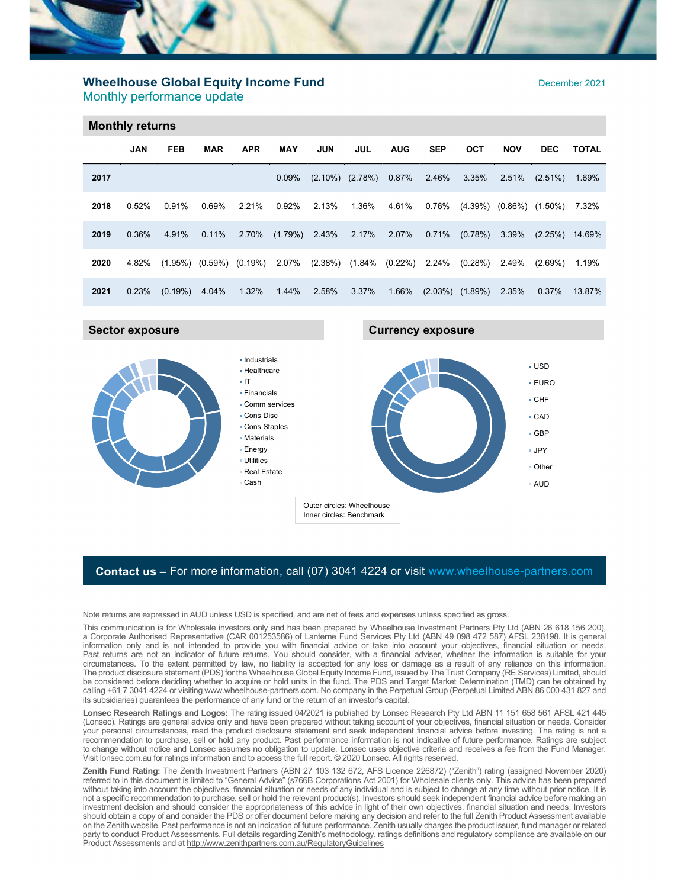## Wheelhouse Global Equity Income Fund

Monthly performance update

December 2021

### Monthly returns

| | JAN | FEB | MAR | APR | MAY | JUN | JUL | AUG | SEP | OCT | NOV | DEC | TOTAL |
|---|---|---|---|---|---|---|---|---|---|---|---|---|---|
| **2017** | | | | | 0.09% | (2.10%) | (2.78%) | 0.87% | 2.46% | 3.35% | 2.51% | (2.51%) | 1.69% |
| **2018** | 0.52% | 0.91% | 0.69% | 2.21% | 0.92% | 2.13% | 1.36% | 4.61% | 0.76% | (4.39%) | (0.86%) | (1.50%) | 7.32% |
| **2019** | 0.36% | 4.91% | 0.11% | 2.70% | (1.79%) | 2.43% | 2.17% | 2.07% | 0.71% | (0.78%) | 3.39% | (2.25%) | 14.69% |
| **2020** | 4.82% | (1.95%) | (0.59%) | (0.19%) | 2.07% | (2.38%) | (1.84% | (0.22%) | 2.24% | (0.28%) | 2.49% | (2.69%) | 1.19% |
| **2021** | 0.23% | (0.19%) | 4.04% | 1.32% | 1.44% | 2.58% | 3.37% | 1.66% | (2.03%) | (1.89%) | 2.35% | 0.37% | 13.87% |

### Sector exposure

Industrials
Healthcare
IT
Financials
Comm services
Cons Disc
Cons Staples
Materials
Energy
Utilities
Real Estate
Cash

### Currency exposure

USD
EURO
CHF
CAD
GBP
JPY
Other
AUD

Outer circles: Wheelhouse
Inner circles: Benchmark

**Contact us –** For more information, call (07) 3041 4224 or visit www.wheelhouse-partners.com

Note returns are expressed in AUD unless USD is specified, and are net of fees and expenses unless specified as gross.

This communication is for Wholesale investors only and has been prepared by Wheelhouse Investment Partners Pty Ltd (ABN 26 618 156 200), a Corporate Authorised Representative (CAR 001253586) of Lanterne Fund Services Pty Ltd (ABN 49 098 472 587) AFSL 238198. It is general information only and is not intended to provide you with financial advice or take into account your objectives, financial situation or needs. Past returns are not an indicator of future returns. You should consider, with a financial adviser, whether the information is suitable for your circumstances. To the extent permitted by law, no liability is accepted for any loss or damage as a result of any reliance on this information. The product disclosure statement (PDS) for the Wheelhouse Global Equity Income Fund, issued by The Trust Company (RE Services) Limited, should be considered before deciding whether to acquire or hold units in the fund. The PDS and Target Market Determination (TMD) can be obtained by calling +61 7 3041 4224 or visiting www.wheelhouse-partners.com. No company in the Perpetual Group (Perpetual Limited ABN 86 000 431 827 and its subsidiaries) guarantees the performance of any fund or the return of an investor's capital.

**Lonsec Research Ratings and Logos:** The rating issued 04/2021 is published by Lonsec Research Pty Ltd ABN 11 151 658 561 AFSL 421 445 (Lonsec). Ratings are general advice only and have been prepared without taking account of your objectives, financial situation or needs. Consider your personal circumstances, read the product disclosure statement and seek independent financial advice before investing. The rating is not a recommendation to purchase, sell or hold any product. Past performance information is not indicative of future performance. Ratings are subject to change without notice and Lonsec assumes no obligation to update. Lonsec uses objective criteria and receives a fee from the Fund Manager. Visit lonsec.com.au for ratings information and to access the full report. © 2020 Lonsec. All rights reserved.

**Zenith Fund Rating:** The Zenith Investment Partners (ABN 27 103 132 672, AFS Licence 226872) ("Zenith") rating (assigned November 2020) referred to in this document is limited to "General Advice" (s766B Corporations Act 2001) for Wholesale clients only. This advice has been prepared without taking into account the objectives, financial situation or needs of any individual and is subject to change at any time without prior notice. It is not a specific recommendation to purchase, sell or hold the relevant product(s). Investors should seek independent financial advice before making an investment decision and should consider the appropriateness of this advice in light of their own objectives, financial situation and needs. Investors should obtain a copy of and consider the PDS or offer document before making any decision and refer to the full Zenith Product Assessment available on the Zenith website. Past performance is not an indication of future performance. Zenith usually charges the product issuer, fund manager or related party to conduct Product Assessments. Full details regarding Zenith's methodology, ratings definitions and regulatory compliance are available on our Product Assessments and at http://www.zenithpartners.com.au/RegulatoryGuidelines